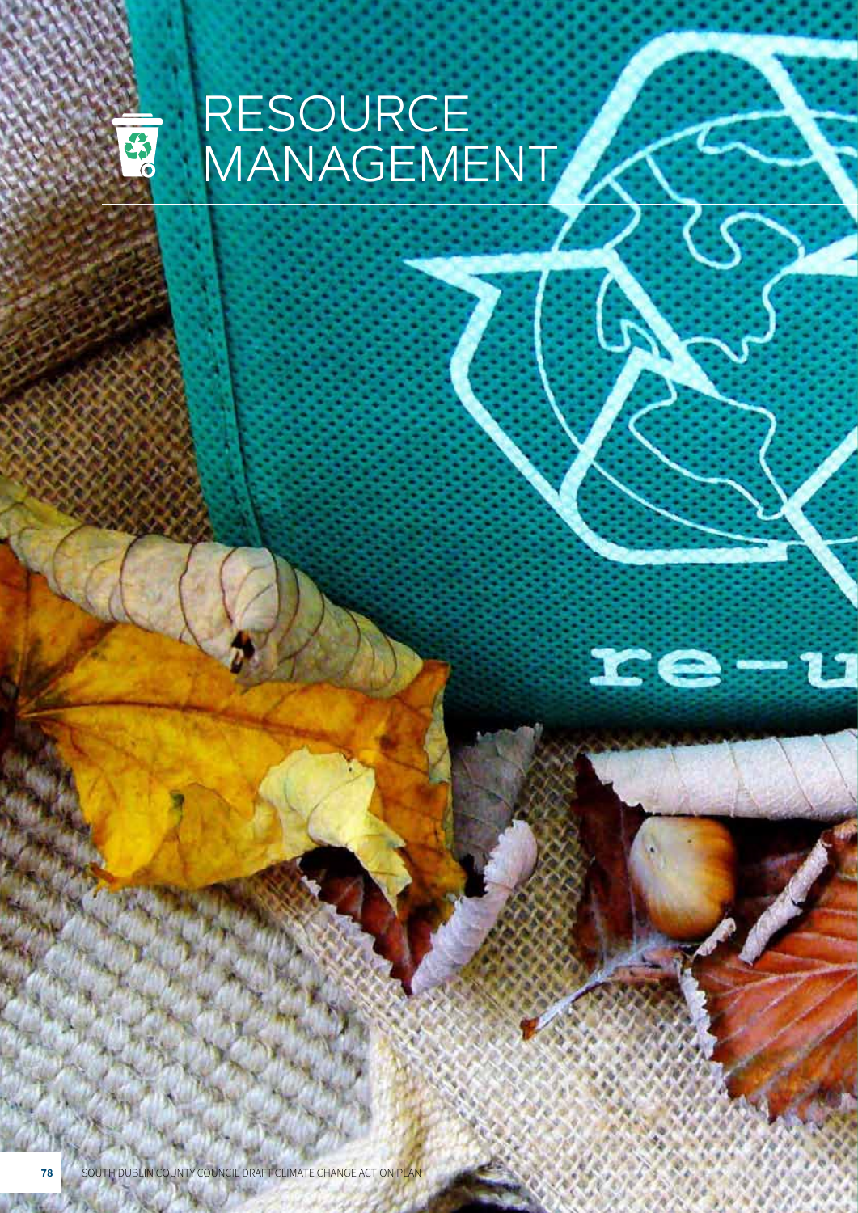# RESOURCE MANAGEMENT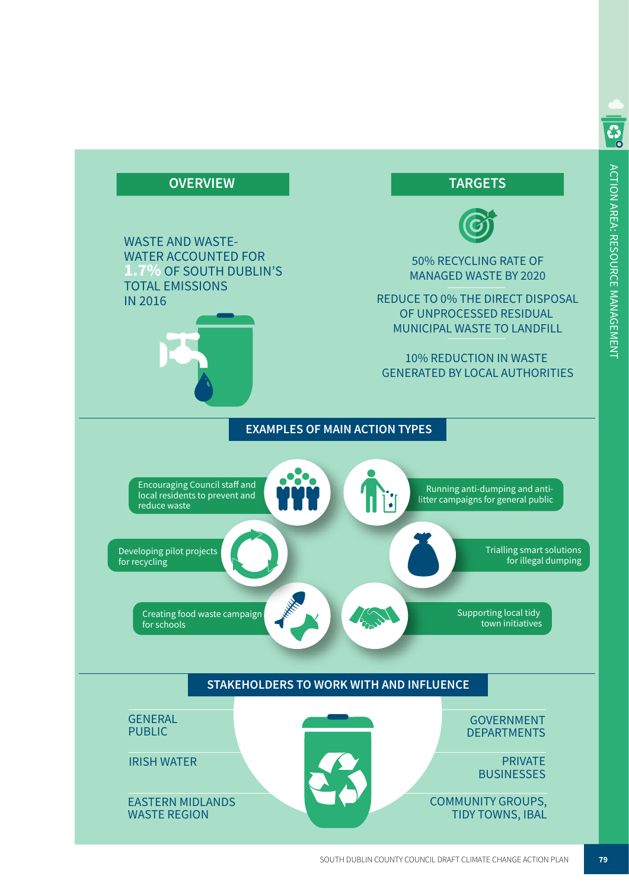## OVERVIEW

WASTE AND WASTE-WATER ACCOUNTED FOR **1.7%** OF SOUTH DUBLIN'S TOTAL EMISSIONS IN 2016

## TARGETS

50% RECYCLING RATE OF MANAGED WASTE BY 2020

REDUCE TO 0% THE DIRECT DISPOSAL OF UNPROCESSED RESIDUAL MUNICIPAL WASTE TO LANDFILL

10% REDUCTION IN WASTE GENERATED BY LOCAL AUTHORITIES

## EXAMPLES OF MAIN ACTION TYPES

- Encouraging Council staff and local residents to prevent and reduce waste
- Running anti-dumping and anti-litter campaigns for general public
- Developing pilot projects for recycling
- Trialling smart solutions for illegal dumping
- Creating food waste campaign for schools
- Supporting local tidy town initiatives

## STAKEHOLDERS TO WORK WITH AND INFLUENCE

- GENERAL PUBLIC
- IRISH WATER
- EASTERN MIDLANDS WASTE REGION
- GOVERNMENT DEPARTMENTS
- PRIVATE BUSINESSES
- COMMUNITY GROUPS, TIDY TOWNS, IBAL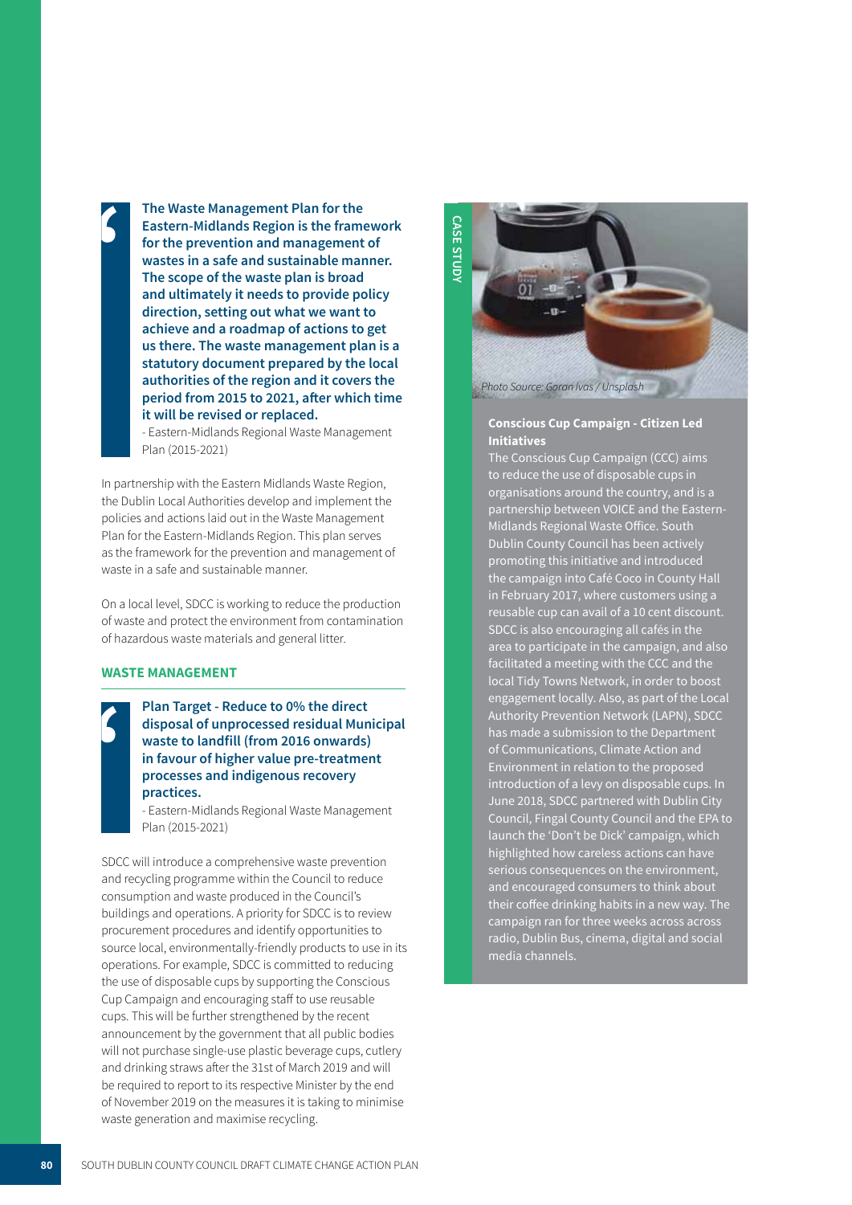> **The Waste Management Plan for the Eastern-Midlands Region is the framework for the prevention and management of wastes in a safe and sustainable manner. The scope of the waste plan is broad and ultimately it needs to provide policy direction, setting out what we want to achieve and a roadmap of actions to get us there. The waste management plan is a statutory document prepared by the local authorities of the region and it covers the period from 2015 to 2021, after which time it will be revised or replaced.**
>
> \- Eastern-Midlands Regional Waste Management Plan (2015-2021)

In partnership with the Eastern Midlands Waste Region, the Dublin Local Authorities develop and implement the policies and actions laid out in the Waste Management Plan for the Eastern-Midlands Region. This plan serves as the framework for the prevention and management of waste in a safe and sustainable manner.

On a local level, SDCC is working to reduce the production of waste and protect the environment from contamination of hazardous waste materials and general litter.

## WASTE MANAGEMENT

> **Plan Target - Reduce to 0% the direct disposal of unprocessed residual Municipal waste to landfill (from 2016 onwards) in favour of higher value pre-treatment processes and indigenous recovery practices.**
>
> \- Eastern-Midlands Regional Waste Management Plan (2015-2021)

SDCC will introduce a comprehensive waste prevention and recycling programme within the Council to reduce consumption and waste produced in the Council's buildings and operations. A priority for SDCC is to review procurement procedures and identify opportunities to source local, environmentally-friendly products to use in its operations. For example, SDCC is committed to reducing the use of disposable cups by supporting the Conscious Cup Campaign and encouraging staff to use reusable cups. This will be further strengthened by the recent announcement by the government that all public bodies will not purchase single-use plastic beverage cups, cutlery and drinking straws after the 31st of March 2019 and will be required to report to its respective Minister by the end of November 2019 on the measures it is taking to minimise waste generation and maximise recycling.

**CASE STUDY**

*Photo Source: Goran Ivas / Unsplash*

### Conscious Cup Campaign - Citizen Led Initiatives

The Conscious Cup Campaign (CCC) aims to reduce the use of disposable cups in organisations around the country, and is a partnership between VOICE and the Eastern-Midlands Regional Waste Office. South Dublin County Council has been actively promoting this initiative and introduced the campaign into Café Coco in County Hall in February 2017, where customers using a reusable cup can avail of a 10 cent discount. SDCC is also encouraging all cafés in the area to participate in the campaign, and also facilitated a meeting with the CCC and the local Tidy Towns Network, in order to boost engagement locally. Also, as part of the Local Authority Prevention Network (LAPN), SDCC has made a submission to the Department of Communications, Climate Action and Environment in relation to the proposed introduction of a levy on disposable cups. In June 2018, SDCC partnered with Dublin City Council, Fingal County Council and the EPA to launch the 'Don't be Dick' campaign, which highlighted how careless actions can have serious consequences on the environment, and encouraged consumers to think about their coffee drinking habits in a new way. The campaign ran for three weeks across across radio, Dublin Bus, cinema, digital and social media channels.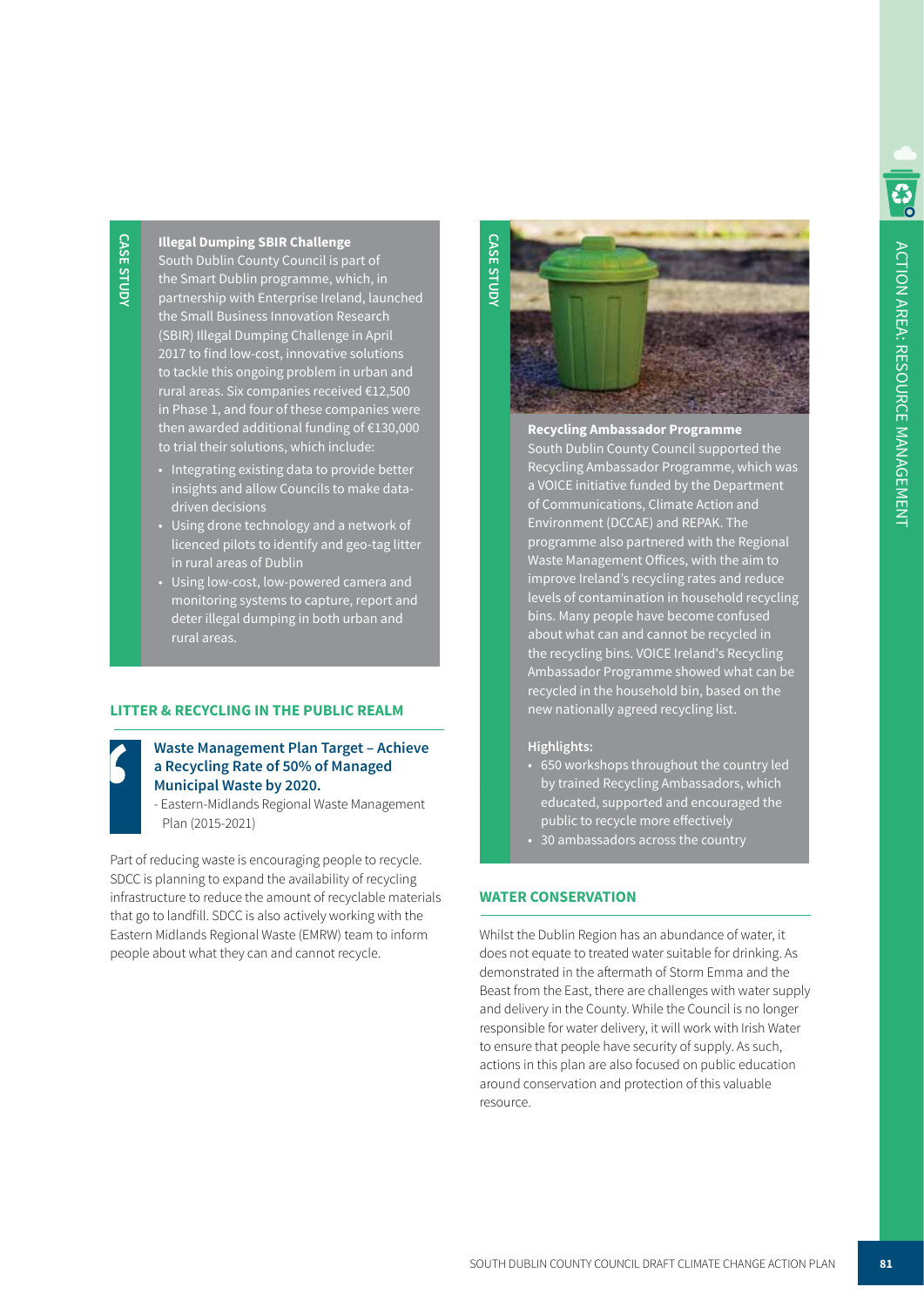**CASE STUDY**

**Illegal Dumping SBIR Challenge**

South Dublin County Council is part of the Smart Dublin programme, which, in partnership with Enterprise Ireland, launched the Small Business Innovation Research (SBIR) Illegal Dumping Challenge in April 2017 to find low-cost, innovative solutions to tackle this ongoing problem in urban and rural areas. Six companies received €12,500 in Phase 1, and four of these companies were then awarded additional funding of €130,000 to trial their solutions, which include:

- Integrating existing data to provide better insights and allow Councils to make data-driven decisions
- Using drone technology and a network of licenced pilots to identify and geo-tag litter in rural areas of Dublin
- Using low-cost, low-powered camera and monitoring systems to capture, report and deter illegal dumping in both urban and rural areas.

## LITTER & RECYCLING IN THE PUBLIC REALM

> **Waste Management Plan Target – Achieve a Recycling Rate of 50% of Managed Municipal Waste by 2020.**
> - Eastern-Midlands Regional Waste Management Plan (2015-2021)

Part of reducing waste is encouraging people to recycle. SDCC is planning to expand the availability of recycling infrastructure to reduce the amount of recyclable materials that go to landfill. SDCC is also actively working with the Eastern Midlands Regional Waste (EMRW) team to inform people about what they can and cannot recycle.

**CASE STUDY**

**Recycling Ambassador Programme**

South Dublin County Council supported the Recycling Ambassador Programme, which was a VOICE initiative funded by the Department of Communications, Climate Action and Environment (DCCAE) and REPAK. The programme also partnered with the Regional Waste Management Offices, with the aim to improve Ireland's recycling rates and reduce levels of contamination in household recycling bins. Many people have become confused about what can and cannot be recycled in the recycling bins. VOICE Ireland's Recycling Ambassador Programme showed what can be recycled in the household bin, based on the new nationally agreed recycling list.

**Highlights:**

- 650 workshops throughout the country led by trained Recycling Ambassadors, which educated, supported and encouraged the public to recycle more effectively
- 30 ambassadors across the country

## WATER CONSERVATION

Whilst the Dublin Region has an abundance of water, it does not equate to treated water suitable for drinking. As demonstrated in the aftermath of Storm Emma and the Beast from the East, there are challenges with water supply and delivery in the County. While the Council is no longer responsible for water delivery, it will work with Irish Water to ensure that people have security of supply. As such, actions in this plan are also focused on public education around conservation and protection of this valuable resource.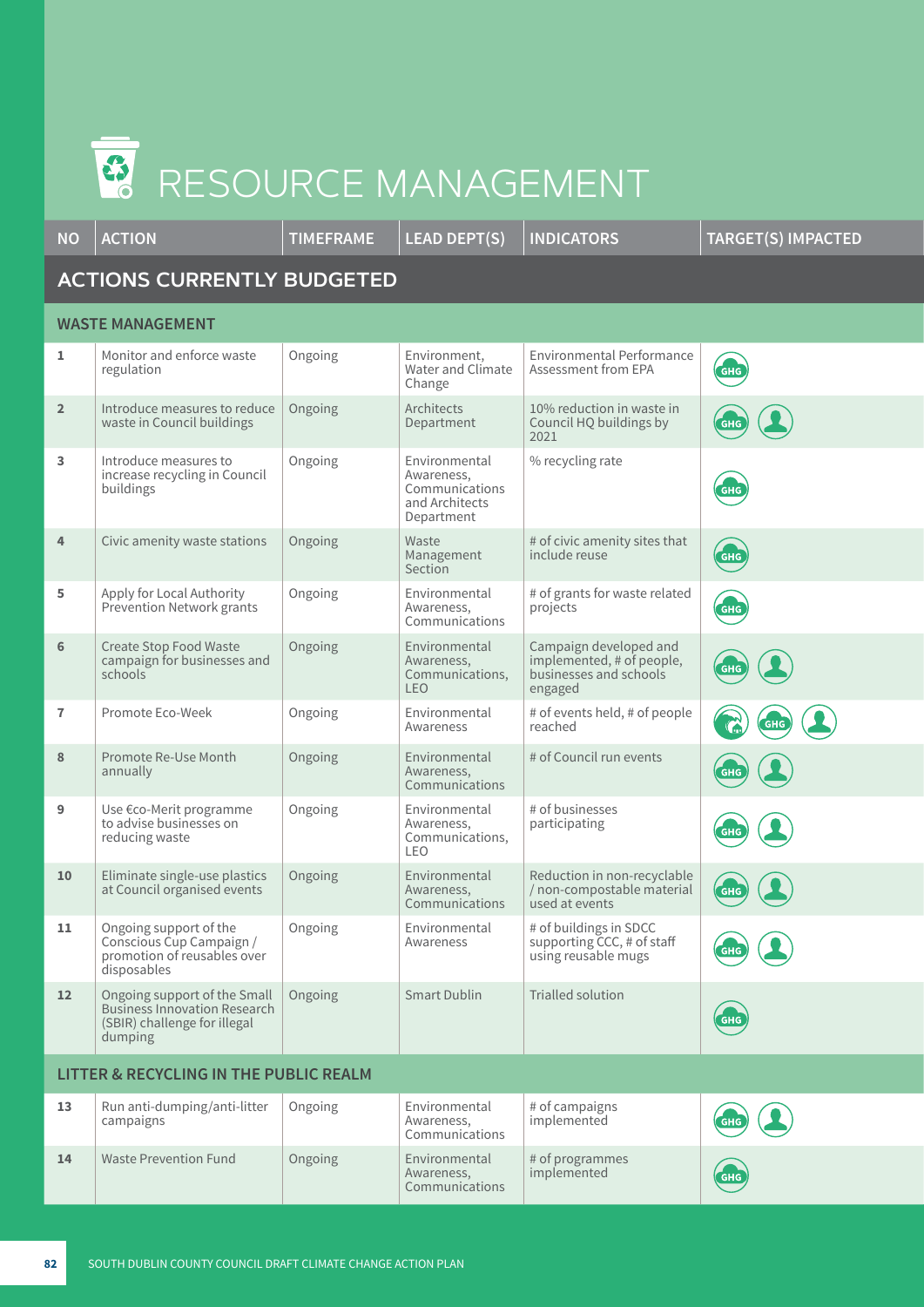# RESOURCE MANAGEMENT

| NO | ACTION | TIMEFRAME | LEAD DEPT(S) | INDICATORS | TARGET(S) IMPACTED |
|---|---|---|---|---|---|
| **ACTIONS CURRENTLY BUDGETED** | | | | | |
| **WASTE MANAGEMENT** | | | | | |
| 1 | Monitor and enforce waste regulation | Ongoing | Environment, Water and Climate Change | Environmental Performance Assessment from EPA | GHG |
| 2 | Introduce measures to reduce waste in Council buildings | Ongoing | Architects Department | 10% reduction in waste in Council HQ buildings by 2021 | GHG, People |
| 3 | Introduce measures to increase recycling in Council buildings | Ongoing | Environmental Awareness, Communications and Architects Department | % recycling rate | GHG |
| 4 | Civic amenity waste stations | Ongoing | Waste Management Section | # of civic amenity sites that include reuse | GHG |
| 5 | Apply for Local Authority Prevention Network grants | Ongoing | Environmental Awareness, Communications | # of grants for waste related projects | GHG |
| 6 | Create Stop Food Waste campaign for businesses and schools | Ongoing | Environmental Awareness, Communications, LEO | Campaign developed and implemented, # of people, businesses and schools engaged | GHG, People |
| 7 | Promote Eco-Week | Ongoing | Environmental Awareness | # of events held, # of people reached | Climate, GHG, People |
| 8 | Promote Re-Use Month annually | Ongoing | Environmental Awareness, Communications | # of Council run events | GHG, People |
| 9 | Use €co-Merit programme to advise businesses on reducing waste | Ongoing | Environmental Awareness, Communications, LEO | # of businesses participating | GHG, People |
| 10 | Eliminate single-use plastics at Council organised events | Ongoing | Environmental Awareness, Communications | Reduction in non-recyclable / non-compostable material used at events | GHG, People |
| 11 | Ongoing support of the Conscious Cup Campaign / promotion of reusables over disposables | Ongoing | Environmental Awareness | # of buildings in SDCC supporting CCC, # of staff using reusable mugs | GHG, People |
| 12 | Ongoing support of the Small Business Innovation Research (SBIR) challenge for illegal dumping | Ongoing | Smart Dublin | Trialled solution | GHG |
| **LITTER & RECYCLING IN THE PUBLIC REALM** | | | | | |
| 13 | Run anti-dumping/anti-litter campaigns | Ongoing | Environmental Awareness, Communications | # of campaigns implemented | GHG, People |
| 14 | Waste Prevention Fund | Ongoing | Environmental Awareness, Communications | # of programmes implemented | GHG |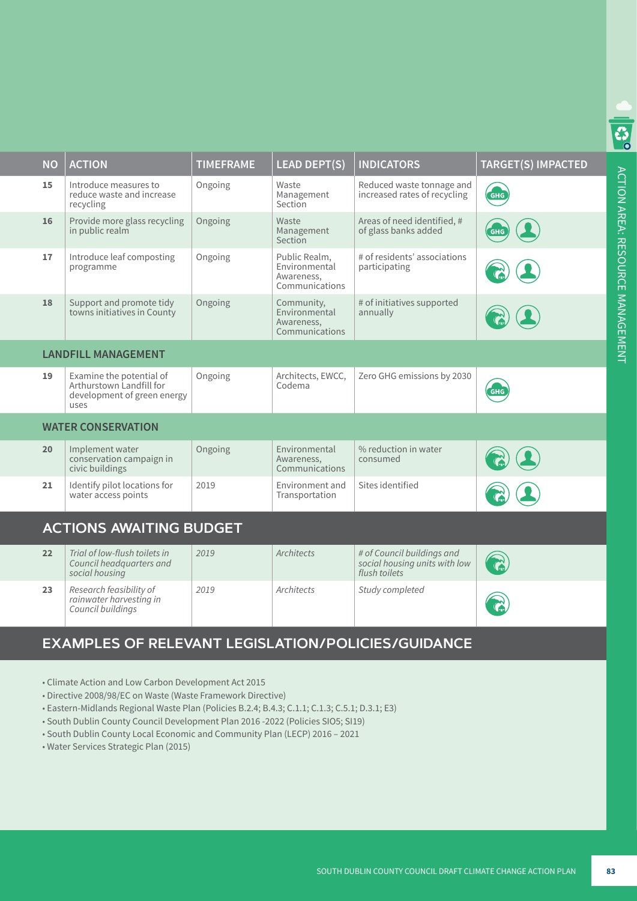| NO | ACTION | TIMEFRAME | LEAD DEPT(S) | INDICATORS | TARGET(S) IMPACTED |
|---|---|---|---|---|---|
| 15 | Introduce measures to reduce waste and increase recycling | Ongoing | Waste Management Section | Reduced waste tonnage and increased rates of recycling | GHG |
| 16 | Provide more glass recycling in public realm | Ongoing | Waste Management Section | Areas of need identified, # of glass banks added | GHG |
| 17 | Introduce leaf composting programme | Ongoing | Public Realm, Environmental Awareness, Communications | # of residents' associations participating | |
| 18 | Support and promote tidy towns initiatives in County | Ongoing | Community, Environmental Awareness, Communications | # of initiatives supported annually | |
| **LANDFILL MANAGEMENT** | | | | | |
| 19 | Examine the potential of Arthurstown Landfill for development of green energy uses | Ongoing | Architects, EWCC, Codema | Zero GHG emissions by 2030 | GHG |
| **WATER CONSERVATION** | | | | | |
| 20 | Implement water conservation campaign in civic buildings | Ongoing | Environmental Awareness, Communications | % reduction in water consumed | |
| 21 | Identify pilot locations for water access points | 2019 | Environment and Transportation | Sites identified | |

## ACTIONS AWAITING BUDGET

| NO | ACTION | TIMEFRAME | LEAD DEPT(S) | INDICATORS | TARGET(S) IMPACTED |
|---|---|---|---|---|---|
| 22 | *Trial of low-flush toilets in Council headquarters and social housing* | *2019* | *Architects* | *# of Council buildings and social housing units with low flush toilets* | |
| 23 | *Research feasibility of rainwater harvesting in Council buildings* | *2019* | *Architects* | *Study completed* | |

## EXAMPLES OF RELEVANT LEGISLATION/POLICIES/GUIDANCE

- Climate Action and Low Carbon Development Act 2015
- Directive 2008/98/EC on Waste (Waste Framework Directive)
- Eastern-Midlands Regional Waste Plan (Policies B.2.4; B.4.3; C.1.1; C.1.3; C.5.1; D.3.1; E3)
- South Dublin County Council Development Plan 2016 -2022 (Policies SIO5; SI19)
- South Dublin County Local Economic and Community Plan (LECP) 2016 – 2021
- Water Services Strategic Plan (2015)